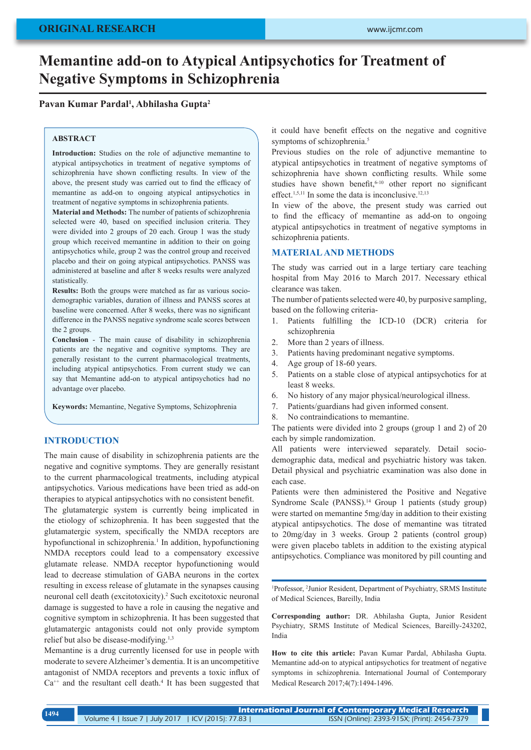ORIGINAL RESEARCH

# Memantine add-on to Atypical Antipsychotics for Treatment of Negative Symptoms in Schizophrenia

**Pavan Kumar Pardal[1], Abhilasha Gupta[2]**

## ABSTRACT

**Introduction:** Studies on the role of adjunctive memantine to atypical antipsychotics in treatment of negative symptoms of schizophrenia have shown conflicting results. In view of the above, the present study was carried out to find the efficacy of memantine as add-on to ongoing atypical antipsychotics in treatment of negative symptoms in schizophrenia patients.

**Material and Methods:** The number of patients of schizophrenia selected were 40, based on specified inclusion criteria. They were divided into 2 groups of 20 each. Group 1 was the study group which received memantine in addition to their on going antipsychotics while, group 2 was the control group and received placebo and their on going atypical antipsychotics. PANSS was administered at baseline and after 8 weeks results were analyzed statistically.

**Results:** Both the groups were matched as far as various socio-demographic variables, duration of illness and PANSS scores at baseline were concerned. After 8 weeks, there was no significant difference in the PANSS negative syndrome scale scores between the 2 groups.

**Conclusion** - The main cause of disability in schizophrenia patients are the negative and cognitive symptoms. They are generally resistant to the current pharmacological treatments, including atypical antipsychotics. From current study we can say that Memantine add-on to atypical antipsychotics had no advantage over placebo.

**Keywords:** Memantine, Negative Symptoms, Schizophrenia

## INTRODUCTION

The main cause of disability in schizophrenia patients are the negative and cognitive symptoms. They are generally resistant to the current pharmacological treatments, including atypical antipsychotics. Various medications have been tried as add-on therapies to atypical antipsychotics with no consistent benefit.

The glutamatergic system is currently being implicated in the etiology of schizophrenia. It has been suggested that the glutamatergic system, specifically the NMDA receptors are hypofunctional in schizophrenia.[1] In addition, hypofunctioning NMDA receptors could lead to a compensatory excessive glutamate release. NMDA receptor hypofunctioning would lead to decrease stimulation of GABA neurons in the cortex resulting in excess release of glutamate in the synapses causing neuronal cell death (excitotoxicity).[2] Such excitotoxic neuronal damage is suggested to have a role in causing the negative and cognitive symptom in schizophrenia. It has been suggested that glutamatergic antagonists could not only provide symptom relief but also be disease-modifying.[1,3]

Memantine is a drug currently licensed for use in people with moderate to severe Alzheimer's dementia. It is an uncompetitive antagonist of NMDA receptors and prevents a toxic influx of $Ca^{++}$ and the resultant cell death.[4] It has been suggested that it could have benefit effects on the negative and cognitive symptoms of schizophrenia.[5]

Previous studies on the role of adjunctive memantine to atypical antipsychotics in treatment of negative symptoms of schizophrenia have shown conflicting results. While some studies have shown benefit,[6-10] other report no significant effect.[1,5,11] In some the data is inconclusive.[12,13]

In view of the above, the present study was carried out to find the efficacy of memantine as add-on to ongoing atypical antipsychotics in treatment of negative symptoms in schizophrenia patients.

## MATERIAL AND METHODS

The study was carried out in a large tertiary care teaching hospital from May 2016 to March 2017. Necessary ethical clearance was taken.

The number of patients selected were 40, by purposive sampling, based on the following criteria-

1. Patients fulfilling the ICD-10 (DCR) criteria for schizophrenia
2. More than 2 years of illness.
3. Patients having predominant negative symptoms.
4. Age group of 18-60 years.
5. Patients on a stable close of atypical antipsychotics for at least 8 weeks.
6. No history of any major physical/neurological illness.
7. Patients/guardians had given informed consent.
8. No contraindications to memantine.

The patients were divided into 2 groups (group 1 and 2) of 20 each by simple randomization.

All patients were interviewed separately. Detail socio-demographic data, medical and psychiatric history was taken. Detail physical and psychiatric examination was also done in each case.

Patients were then administered the Positive and Negative Syndrome Scale (PANSS).[14] Group 1 patients (study group) were started on memantine 5mg/day in addition to their existing atypical antipsychotics. The dose of memantine was titrated to 20mg/day in 3 weeks. Group 2 patients (control group) were given placebo tablets in addition to the existing atypical antipsychotics. Compliance was monitored by pill counting and

[1]Professor, [2]Junior Resident, Department of Psychiatry, SRMS Institute of Medical Sciences, Bareilly, India

**Corresponding author:** DR. Abhilasha Gupta, Junior Resident Psychiatry, SRMS Institute of Medical Sciences, Bareilly-243202, India

**How to cite this article:** Pavan Kumar Pardal, Abhilasha Gupta. Memantine add-on to atypical antipsychotics for treatment of negative symptoms in schizophrenia. International Journal of Contemporary Medical Research 2017;4(7):1494-1496.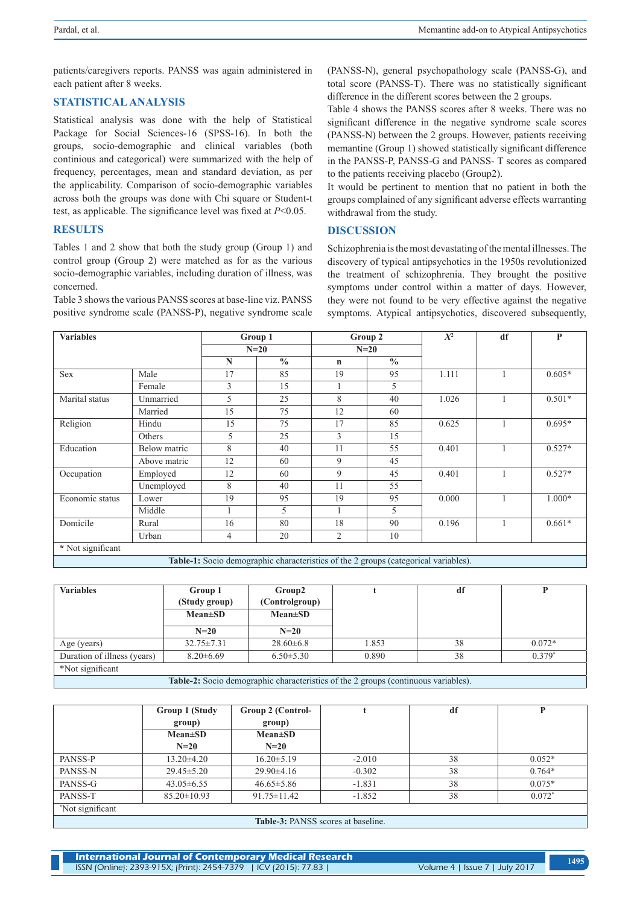patients/caregivers reports. PANSS was again administered in each patient after 8 weeks.

## STATISTICAL ANALYSIS

Statistical analysis was done with the help of Statistical Package for Social Sciences-16 (SPSS-16). In both the groups, socio-demographic and clinical variables (both continious and categorical) were summarized with the help of frequency, percentages, mean and standard deviation, as per the applicability. Comparison of socio-demographic variables across both the groups was done with Chi square or Student-t test, as applicable. The significance level was fixed at $P<0.05$.

## RESULTS

Tables 1 and 2 show that both the study group (Group 1) and control group (Group 2) were matched as for as the various socio-demographic variables, including duration of illness, was concerned.

Table 3 shows the various PANSS scores at base-line viz. PANSS positive syndrome scale (PANSS-P), negative syndrome scale (PANSS-N), general psychopathology scale (PANSS-G), and total score (PANSS-T). There was no statistically significant difference in the different scores between the 2 groups.

Table 4 shows the PANSS scores after 8 weeks. There was no significant difference in the negative syndrome scale scores (PANSS-N) between the 2 groups. However, patients receiving memantine (Group 1) showed statistically significant difference in the PANSS-P, PANSS-G and PANSS- T scores as compared to the patients receiving placebo (Group2).

It would be pertinent to mention that no patient in both the groups complained of any significant adverse effects warranting withdrawal from the study.

## DISCUSSION

Schizophrenia is the most devastating of the mental illnesses. The discovery of typical antipsychotics in the 1950s revolutionized the treatment of schizophrenia. They brought the positive symptoms under control within a matter of days. However, they were not found to be very effective against the negative symptoms. Atypical antipsychotics, discovered subsequently,

| Variables | | Group 1 | | Group 2 | | $X^2$ | df | P |
|---|---|---|---|---|---|---|---|---|
| | | N=20 | | N=20 | | | | |
| | | N | % | n | % | | | |
| Sex | Male | 17 | 85 | 19 | 95 | 1.111 | 1 | 0.605* |
| | Female | 3 | 15 | 1 | 5 | | | |
| Marital status | Unmarried | 5 | 25 | 8 | 40 | 1.026 | 1 | 0.501* |
| | Married | 15 | 75 | 12 | 60 | | | |
| Religion | Hindu | 15 | 75 | 17 | 85 | 0.625 | 1 | 0.695* |
| | Others | 5 | 25 | 3 | 15 | | | |
| Education | Below matric | 8 | 40 | 11 | 55 | 0.401 | 1 | 0.527* |
| | Above matric | 12 | 60 | 9 | 45 | | | |
| Occupation | Employed | 12 | 60 | 9 | 45 | 0.401 | 1 | 0.527* |
| | Unemployed | 8 | 40 | 11 | 55 | | | |
| Economic status | Lower | 19 | 95 | 19 | 95 | 0.000 | 1 | 1.000* |
| | Middle | 1 | 5 | 1 | 5 | | | |
| Domicile | Rural | 16 | 80 | 18 | 90 | 0.196 | 1 | 0.661* |
| | Urban | 4 | 20 | 2 | 10 | | | |

\* Not significant

**Table-1:** Socio demographic characteristics of the 2 groups (categorical variables).

| Variables | Group 1 (Study group) Mean±SD N=20 | Group2 (Controlgroup) Mean±SD N=20 | t | df | P |
|---|---|---|---|---|---|
| Age (years) | 32.75±7.31 | 28.60±6.8 | 1.853 | 38 | 0.072* |
| Duration of illness (years) | 8.20±6.69 | 6.50±5.30 | 0.890 | 38 | 0.379* |

*Not significant

**Table-2:** Socio demographic characteristics of the 2 groups (continuous variables).

| | Group 1 (Study group) Mean±SD N=20 | Group 2 (Control-group) Mean±SD N=20 | t | df | P |
|---|---|---|---|---|---|
| PANSS-P | 13.20±4.20 | 16.20±5.19 | -2.010 | 38 | 0.052* |
| PANSS-N | 29.45±5.20 | 29.90±4.16 | -0.302 | 38 | 0.764* |
| PANSS-G | 43.05±6.55 | 46.65±5.86 | -1.831 | 38 | 0.075* |
| PANSS-T | 85.20±10.93 | 91.75±11.42 | -1.852 | 38 | 0.072* |

*Not significant

**Table-3:** PANSS scores at baseline.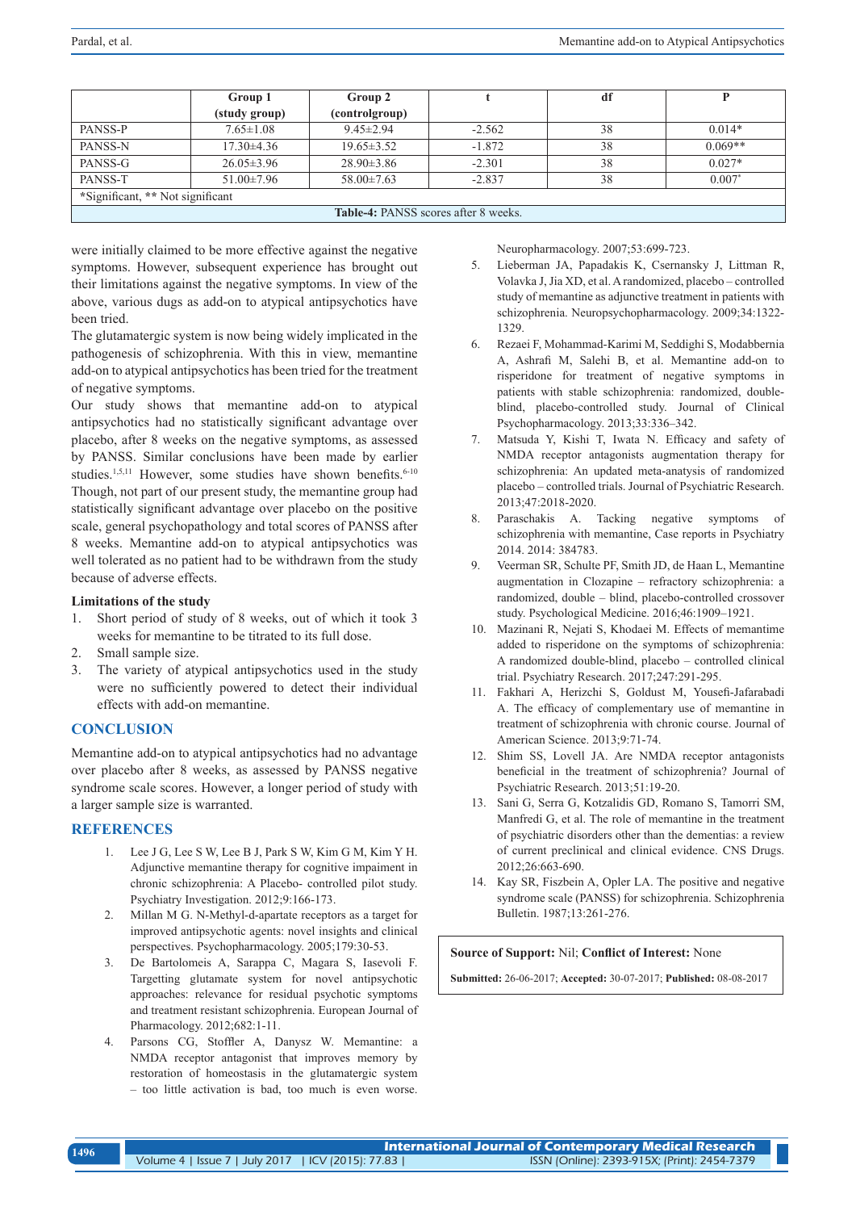| | Group 1 (study group) | Group 2 (controlgroup) | t | df | P |
|---|---|---|---|---|---|
| PANSS-P | 7.65±1.08 | 9.45±2.94 | -2.562 | 38 | 0.014* |
| PANSS-N | 17.30±4.36 | 19.65±3.52 | -1.872 | 38 | 0.069** |
| PANSS-G | 26.05±3.96 | 28.90±3.86 | -2.301 | 38 | 0.027* |
| PANSS-T | 51.00±7.96 | 58.00±7.63 | -2.837 | 38 | 0.007* |
| *Significant, ** Not significant | | | | | |

**Table-4:** PANSS scores after 8 weeks.

were initially claimed to be more effective against the negative symptoms. However, subsequent experience has brought out their limitations against the negative symptoms. In view of the above, various dugs as add-on to atypical antipsychotics have been tried.

The glutamatergic system is now being widely implicated in the pathogenesis of schizophrenia. With this in view, memantine add-on to atypical antipsychotics has been tried for the treatment of negative symptoms.

Our study shows that memantine add-on to atypical antipsychotics had no statistically significant advantage over placebo, after 8 weeks on the negative symptoms, as assessed by PANSS. Similar conclusions have been made by earlier studies.[1,5,11] However, some studies have shown benefits.[6-10] Though, not part of our present study, the memantine group had statistically significant advantage over placebo on the positive scale, general psychopathology and total scores of PANSS after 8 weeks. Memantine add-on to atypical antipsychotics was well tolerated as no patient had to be withdrawn from the study because of adverse effects.

### Limitations of the study

1. Short period of study of 8 weeks, out of which it took 3 weeks for memantine to be titrated to its full dose.
2. Small sample size.
3. The variety of atypical antipsychotics used in the study were no sufficiently powered to detect their individual effects with add-on memantine.

## CONCLUSION

Memantine add-on to atypical antipsychotics had no advantage over placebo after 8 weeks, as assessed by PANSS negative syndrome scale scores. However, a longer period of study with a larger sample size is warranted.

## REFERENCES

1. Lee J G, Lee S W, Lee B J, Park S W, Kim G M, Kim Y H. Adjunctive memantine therapy for cognitive impairment in chronic schizophrenia: A Placebo- controlled pilot study. Psychiatry Investigation. 2012;9:166-173.
2. Millan M G. N-Methyl-d-apartate receptors as a target for improved antipsychotic agents: novel insights and clinical perspectives. Psychopharmacology. 2005;179:30-53.
3. De Bartolomeis A, Sarappa C, Magara S, Iasevoli F. Targetting glutamate system for novel antipsychotic approaches: relevance for residual psychotic symptoms and treatment resistant schizophrenia. European Journal of Pharmacology. 2012;682:1-11.
4. Parsons CG, Stoffler A, Danysz W. Memantine: a NMDA receptor antagonist that improves memory by restoration of homeostasis in the glutamatergic system – too little activation is bad, too much is even worse. Neuropharmacology. 2007;53:699-723.
5. Lieberman JA, Papadakis K, Csernansky J, Littman R, Volavka J, Jia XD, et al. A randomized, placebo – controlled study of memantine as adjunctive treatment in patients with schizophrenia. Neuropsychopharmacology. 2009;34:1322-1329.
6. Rezaei F, Mohammad-Karimi M, Seddighi S, Modabbernia A, Ashrafi M, Salehi B, et al. Memantine add-on to risperidone for treatment of negative symptoms in patients with stable schizophrenia: randomized, double-blind, placebo-controlled study. Journal of Clinical Psychopharmacology. 2013;33:336–342.
7. Matsuda Y, Kishi T, Iwata N. Efficacy and safety of NMDA receptor antagonists augmentation therapy for schizophrenia: An updated meta-anatysis of randomized placebo – controlled trials. Journal of Psychiatric Research. 2013;47:2018-2020.
8. Paraschakis A. Tacking negative symptoms of schizophrenia with memantine, Case reports in Psychiatry 2014. 2014: 384783.
9. Veerman SR, Schulte PF, Smith JD, de Haan L, Memantine augmentation in Clozapine – refractory schizophrenia: a randomized, double – blind, placebo-controlled crossover study. Psychological Medicine. 2016;46:1909–1921.
10. Mazinani R, Nejati S, Khodaei M. Effects of memantime added to risperidone on the symptoms of schizophrenia: A randomized double-blind, placebo – controlled clinical trial. Psychiatry Research. 2017;247:291-295.
11. Fakhari A, Herizchi S, Goldust M, Yousefi-Jafarabadi A. The efficacy of complementary use of memantine in treatment of schizophrenia with chronic course. Journal of American Science. 2013;9:71-74.
12. Shim SS, Lovell JA. Are NMDA receptor antagonists beneficial in the treatment of schizophrenia? Journal of Psychiatric Research. 2013;51:19-20.
13. Sani G, Serra G, Kotzalidis GD, Romano S, Tamorri SM, Manfredi G, et al. The role of memantine in the treatment of psychiatric disorders other than the dementias: a review of current preclinical and clinical evidence. CNS Drugs. 2012;26:663-690.
14. Kay SR, Fiszbein A, Opler LA. The positive and negative syndrome scale (PANSS) for schizophrenia. Schizophrenia Bulletin. 1987;13:261-276.

**Source of Support:** Nil; **Conflict of Interest:** None

**Submitted:** 26-06-2017; **Accepted:** 30-07-2017; **Published:** 08-08-2017